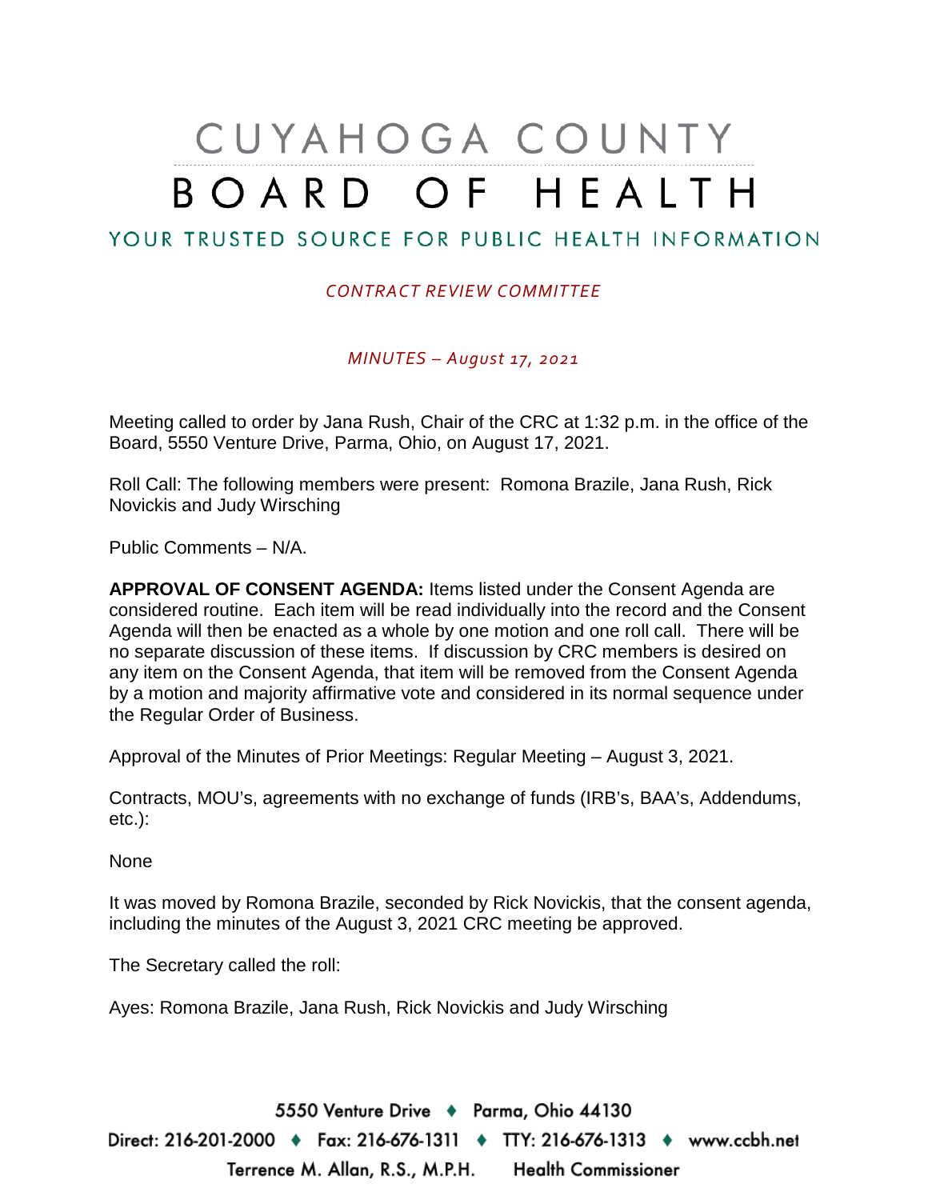# CUYAHOGA COUNTY BOARD OF HEALTH

YOUR TRUSTED SOURCE FOR PUBLIC HEALTH INFORMATION

*CONTRACT REVIEW COMMITTEE*

*MINUTES – August 17, 2021*

Meeting called to order by Jana Rush, Chair of the CRC at 1:32 p.m. in the office of the Board, 5550 Venture Drive, Parma, Ohio, on August 17, 2021.

Roll Call: The following members were present: Romona Brazile, Jana Rush, Rick Novickis and Judy Wirsching

Public Comments – N/A.

**APPROVAL OF CONSENT AGENDA:** Items listed under the Consent Agenda are considered routine. Each item will be read individually into the record and the Consent Agenda will then be enacted as a whole by one motion and one roll call. There will be no separate discussion of these items. If discussion by CRC members is desired on any item on the Consent Agenda, that item will be removed from the Consent Agenda by a motion and majority affirmative vote and considered in its normal sequence under the Regular Order of Business.

Approval of the Minutes of Prior Meetings: Regular Meeting – August 3, 2021.

Contracts, MOU's, agreements with no exchange of funds (IRB's, BAA's, Addendums, etc.):

None

It was moved by Romona Brazile, seconded by Rick Novickis, that the consent agenda, including the minutes of the August 3, 2021 CRC meeting be approved.

The Secretary called the roll:

Ayes: Romona Brazile, Jana Rush, Rick Novickis and Judy Wirsching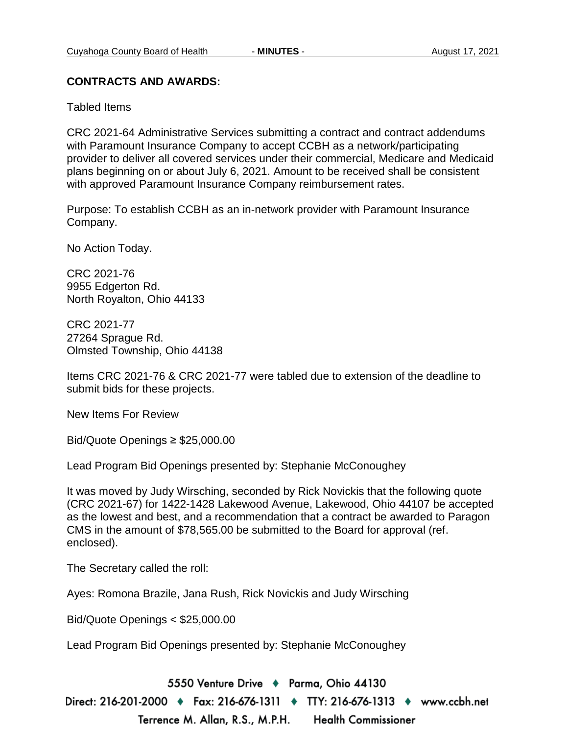## CONTRACTS AND AWARDS:

Tabled Items

CRC 2021-64 Administrative Services submitting a contract and contract addendums with Paramount Insurance Company to accept CCBH as a network/participating provider to deliver all covered services under their commercial, Medicare and Medicaid plans beginning on or about July 6, 2021. Amount to be received shall be consistent with approved Paramount Insurance Company reimbursement rates.

Purpose: To establish CCBH as an in-network provider with Paramount Insurance Company.

No Action Today.

CRC 2021-76
9955 Edgerton Rd.
North Royalton, Ohio 44133

CRC 2021-77
27264 Sprague Rd.
Olmsted Township, Ohio 44138

Items CRC 2021-76 & CRC 2021-77 were tabled due to extension of the deadline to submit bids for these projects.

New Items For Review

Bid/Quote Openings ≥ $25,000.00

Lead Program Bid Openings presented by: Stephanie McConoughey

It was moved by Judy Wirsching, seconded by Rick Novickis that the following quote (CRC 2021-67) for 1422-1428 Lakewood Avenue, Lakewood, Ohio 44107 be accepted as the lowest and best, and a recommendation that a contract be awarded to Paragon CMS in the amount of $78,565.00 be submitted to the Board for approval (ref. enclosed).

The Secretary called the roll:

Ayes: Romona Brazile, Jana Rush, Rick Novickis and Judy Wirsching

Bid/Quote Openings < $25,000.00

Lead Program Bid Openings presented by: Stephanie McConoughey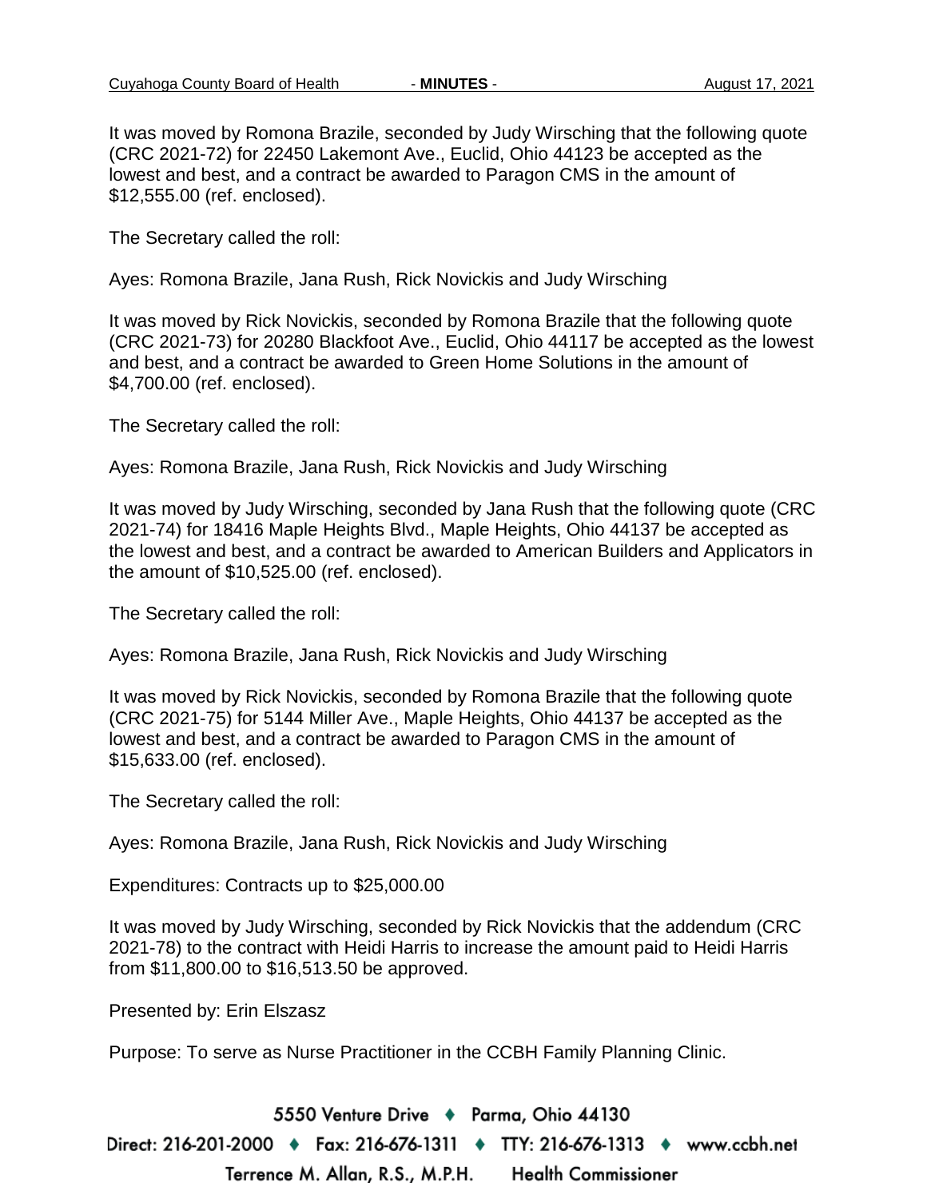It was moved by Romona Brazile, seconded by Judy Wirsching that the following quote (CRC 2021-72) for 22450 Lakemont Ave., Euclid, Ohio 44123 be accepted as the lowest and best, and a contract be awarded to Paragon CMS in the amount of $12,555.00 (ref. enclosed).

The Secretary called the roll:

Ayes: Romona Brazile, Jana Rush, Rick Novickis and Judy Wirsching

It was moved by Rick Novickis, seconded by Romona Brazile that the following quote (CRC 2021-73) for 20280 Blackfoot Ave., Euclid, Ohio 44117 be accepted as the lowest and best, and a contract be awarded to Green Home Solutions in the amount of $4,700.00 (ref. enclosed).

The Secretary called the roll:

Ayes: Romona Brazile, Jana Rush, Rick Novickis and Judy Wirsching

It was moved by Judy Wirsching, seconded by Jana Rush that the following quote (CRC 2021-74) for 18416 Maple Heights Blvd., Maple Heights, Ohio 44137 be accepted as the lowest and best, and a contract be awarded to American Builders and Applicators in the amount of $10,525.00 (ref. enclosed).

The Secretary called the roll:

Ayes: Romona Brazile, Jana Rush, Rick Novickis and Judy Wirsching

It was moved by Rick Novickis, seconded by Romona Brazile that the following quote (CRC 2021-75) for 5144 Miller Ave., Maple Heights, Ohio 44137 be accepted as the lowest and best, and a contract be awarded to Paragon CMS in the amount of $15,633.00 (ref. enclosed).

The Secretary called the roll:

Ayes: Romona Brazile, Jana Rush, Rick Novickis and Judy Wirsching

Expenditures: Contracts up to $25,000.00

It was moved by Judy Wirsching, seconded by Rick Novickis that the addendum (CRC 2021-78) to the contract with Heidi Harris to increase the amount paid to Heidi Harris from $11,800.00 to $16,513.50 be approved.

Presented by: Erin Elszasz

Purpose: To serve as Nurse Practitioner in the CCBH Family Planning Clinic.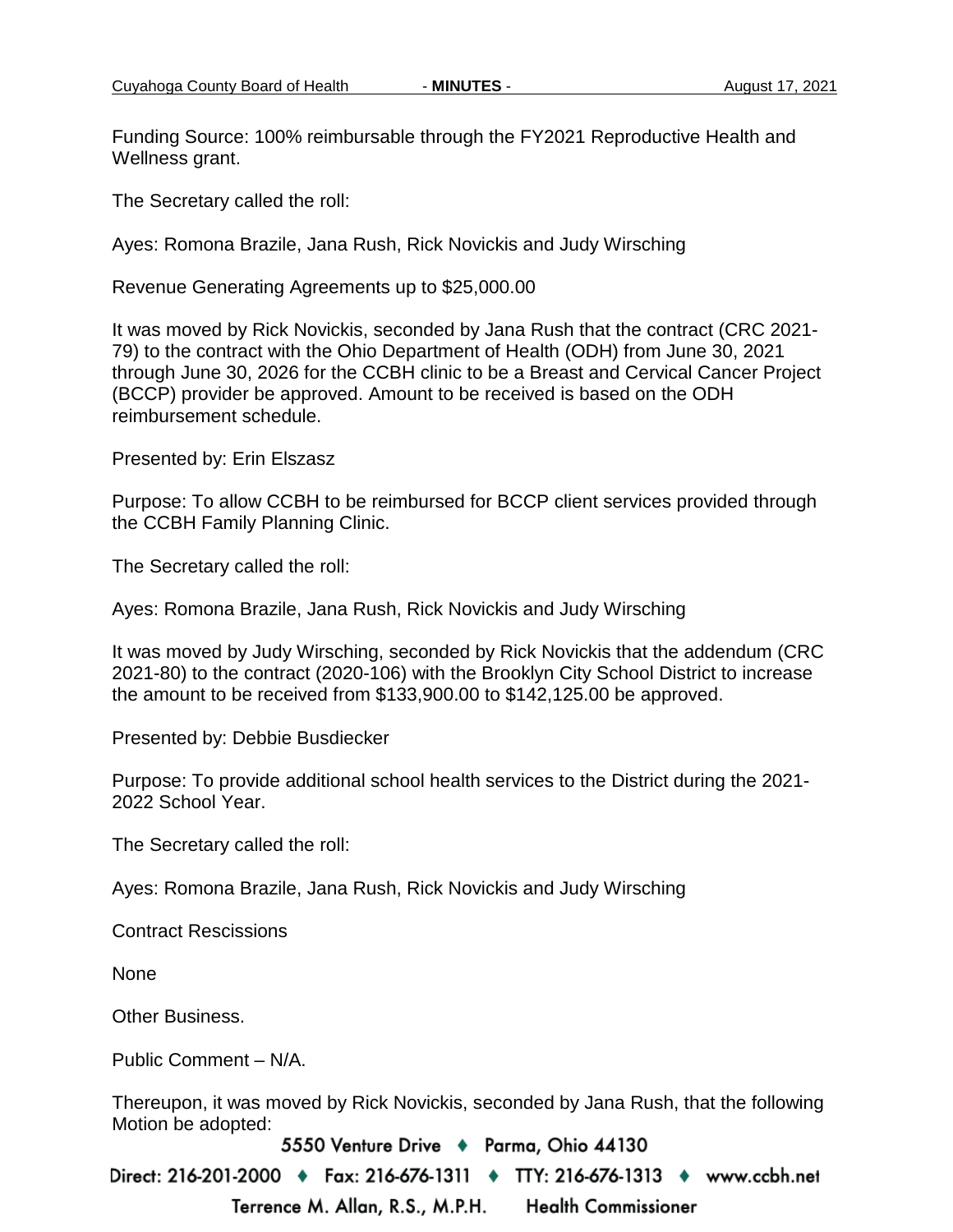Funding Source: 100% reimbursable through the FY2021 Reproductive Health and Wellness grant.

The Secretary called the roll:

Ayes: Romona Brazile, Jana Rush, Rick Novickis and Judy Wirsching

Revenue Generating Agreements up to $25,000.00

It was moved by Rick Novickis, seconded by Jana Rush that the contract (CRC 2021-79) to the contract with the Ohio Department of Health (ODH) from June 30, 2021 through June 30, 2026 for the CCBH clinic to be a Breast and Cervical Cancer Project (BCCP) provider be approved. Amount to be received is based on the ODH reimbursement schedule.

Presented by: Erin Elszasz

Purpose: To allow CCBH to be reimbursed for BCCP client services provided through the CCBH Family Planning Clinic.

The Secretary called the roll:

Ayes: Romona Brazile, Jana Rush, Rick Novickis and Judy Wirsching

It was moved by Judy Wirsching, seconded by Rick Novickis that the addendum (CRC 2021-80) to the contract (2020-106) with the Brooklyn City School District to increase the amount to be received from $133,900.00 to $142,125.00 be approved.

Presented by: Debbie Busdiecker

Purpose: To provide additional school health services to the District during the 2021-2022 School Year.

The Secretary called the roll:

Ayes: Romona Brazile, Jana Rush, Rick Novickis and Judy Wirsching

Contract Rescissions

None

Other Business.

Public Comment – N/A.

Thereupon, it was moved by Rick Novickis, seconded by Jana Rush, that the following Motion be adopted: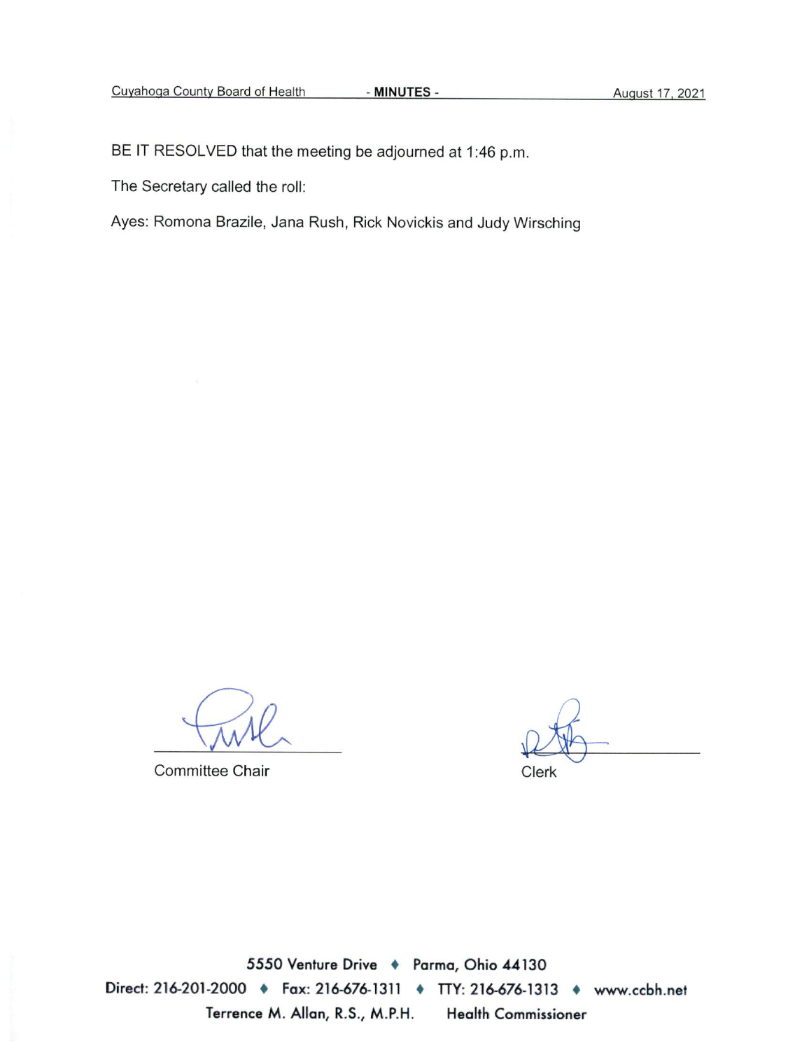BE IT RESOLVED that the meeting be adjourned at 1:46 p.m.

The Secretary called the roll:

Ayes: Romona Brazile, Jana Rush, Rick Novickis and Judy Wirsching

Committee Chair

Clerk

5550 Venture Drive ♦ Parma, Ohio 44130
Direct: 216-201-2000 ♦ Fax: 216-676-1311 ♦ TTY: 216-676-1313 ♦ www.ccbh.net
Terrence M. Allan, R.S., M.P.H. Health Commissioner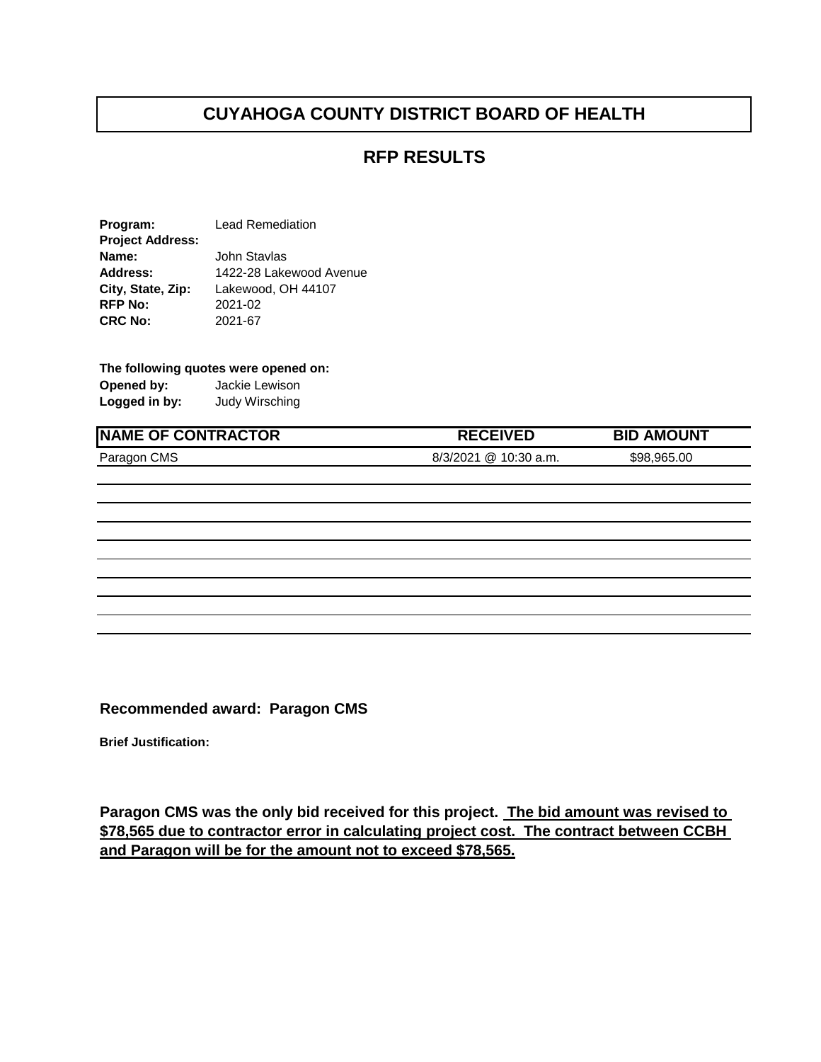# CUYAHOGA COUNTY DISTRICT BOARD OF HEALTH

## RFP RESULTS

**Program:** Lead Remediation
**Project Address:**
**Name:** John Stavlas
**Address:** 1422-28 Lakewood Avenue
**City, State, Zip:** Lakewood, OH 44107
**RFP No:** 2021-02
**CRC No:** 2021-67

**The following quotes were opened on:**
**Opened by:** Jackie Lewison
**Logged in by:** Judy Wirsching

| NAME OF CONTRACTOR | RECEIVED | BID AMOUNT |
|---|---|---|
| Paragon CMS | 8/3/2021 @ 10:30 a.m. | $98,965.00 |
| | | |
| | | |
| | | |
| | | |
| | | |
| | | |
| | | |
| | | |
| | | |

**Recommended award: Paragon CMS**

**Brief Justification:**

**Paragon CMS was the only bid received for this project. <u>The bid amount was revised to $78,565 due to contractor error in calculating project cost. The contract between CCBH and Paragon will be for the amount not to exceed $78,565.</u>**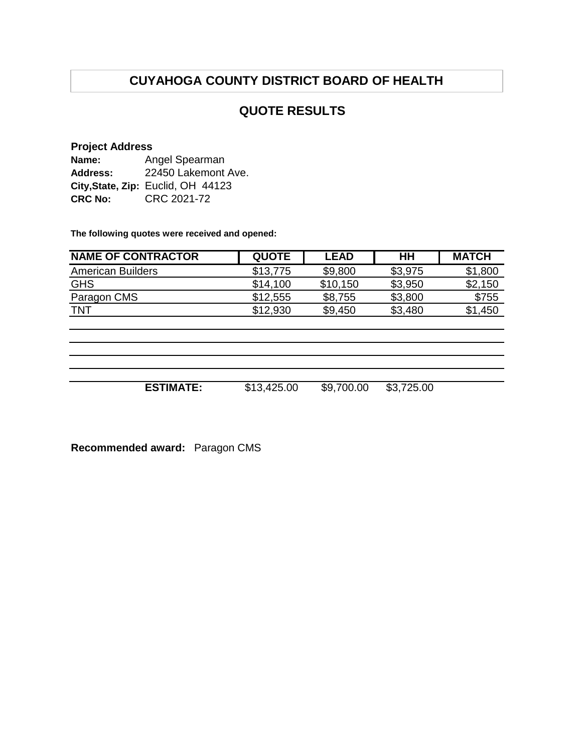# CUYAHOGA COUNTY DISTRICT BOARD OF HEALTH

## QUOTE RESULTS

**Project Address**

**Name:** Angel Spearman
**Address:** 22450 Lakemont Ave.
**City,State, Zip:** Euclid, OH 44123
**CRC No:** CRC 2021-72

**The following quotes were received and opened:**

| NAME OF CONTRACTOR | QUOTE | LEAD | HH | MATCH |
|---|---|---|---|---|
| American Builders | $13,775 | $9,800 | $3,975 | $1,800 |
| GHS | $14,100 | $10,150 | $3,950 | $2,150 |
| Paragon CMS | $12,555 | $8,755 | $3,800 | $755 |
| TNT | $12,930 | $9,450 | $3,480 | $1,450 |
| | | | | |
| | | | | |
| | | | | |
| | | | | |
| **ESTIMATE:** | $13,425.00 | $9,700.00 | $3,725.00 | |

**Recommended award:** Paragon CMS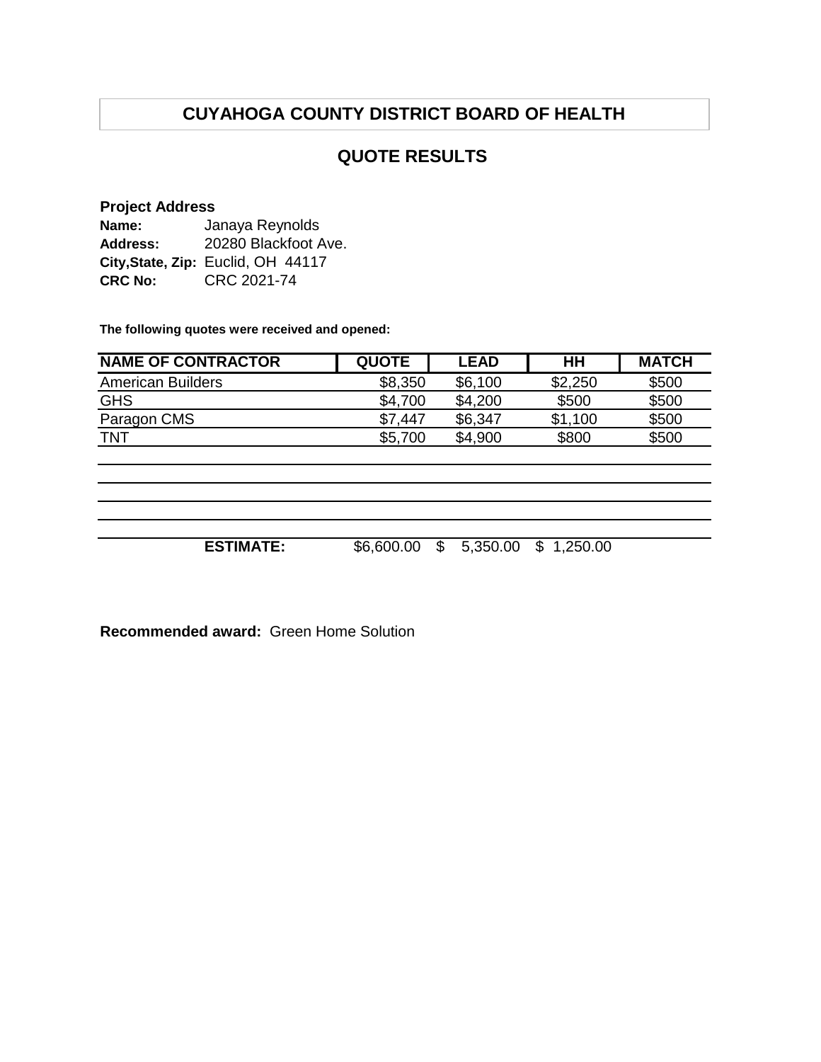# CUYAHOGA COUNTY DISTRICT BOARD OF HEALTH

## QUOTE RESULTS

**Project Address**
**Name:** Janaya Reynolds
**Address:** 20280 Blackfoot Ave.
**City,State, Zip:** Euclid, OH 44117
**CRC No:** CRC 2021-74

**The following quotes were received and opened:**

| NAME OF CONTRACTOR | QUOTE | LEAD | HH | MATCH |
|---|---|---|---|---|
| American Builders | $8,350 | $6,100 | $2,250 | $500 |
| GHS | $4,700 | $4,200 | $500 | $500 |
| Paragon CMS | $7,447 | $6,347 | $1,100 | $500 |
| TNT | $5,700 | $4,900 | $800 | $500 |
| | | | | |
| | | | | |
| | | | | |
| | | | | |
| **ESTIMATE:** | $6,600.00 | $ 5,350.00 | $ 1,250.00 | |

**Recommended award:** Green Home Solution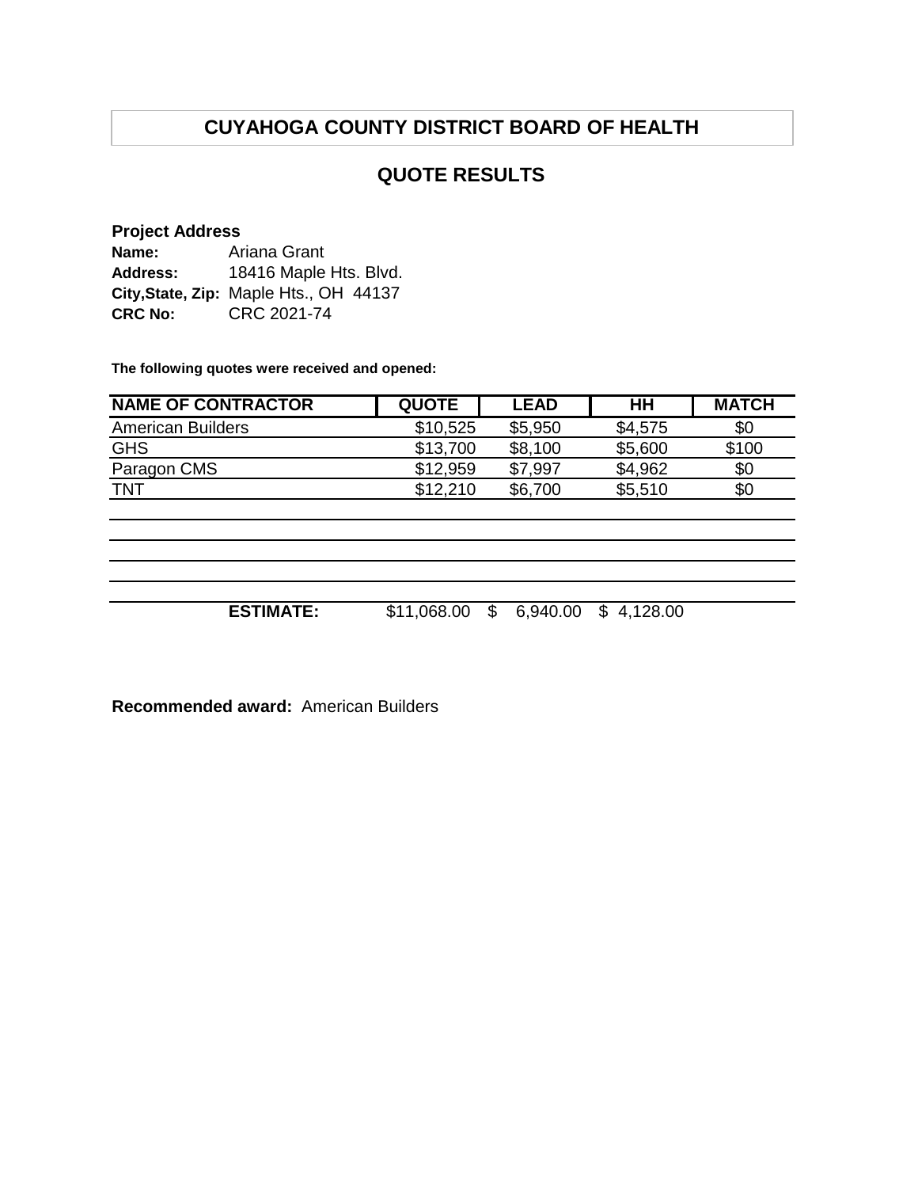# CUYAHOGA COUNTY DISTRICT BOARD OF HEALTH

## QUOTE RESULTS

**Project Address**

**Name:** Ariana Grant
**Address:** 18416 Maple Hts. Blvd.
**City,State, Zip:** Maple Hts., OH 44137
**CRC No:** CRC 2021-74

**The following quotes were received and opened:**

| NAME OF CONTRACTOR | QUOTE | LEAD | HH | MATCH |
|---|---|---|---|---|
| American Builders | $10,525 | $5,950 | $4,575 | $0 |
| GHS | $13,700 | $8,100 | $5,600 | $100 |
| Paragon CMS | $12,959 | $7,997 | $4,962 | $0 |
| TNT | $12,210 | $6,700 | $5,510 | $0 |
| | | | | |
| | | | | |
| | | | | |
| | | | | |
| **ESTIMATE:** | $11,068.00 | $ 6,940.00 | $ 4,128.00 | |

**Recommended award:** American Builders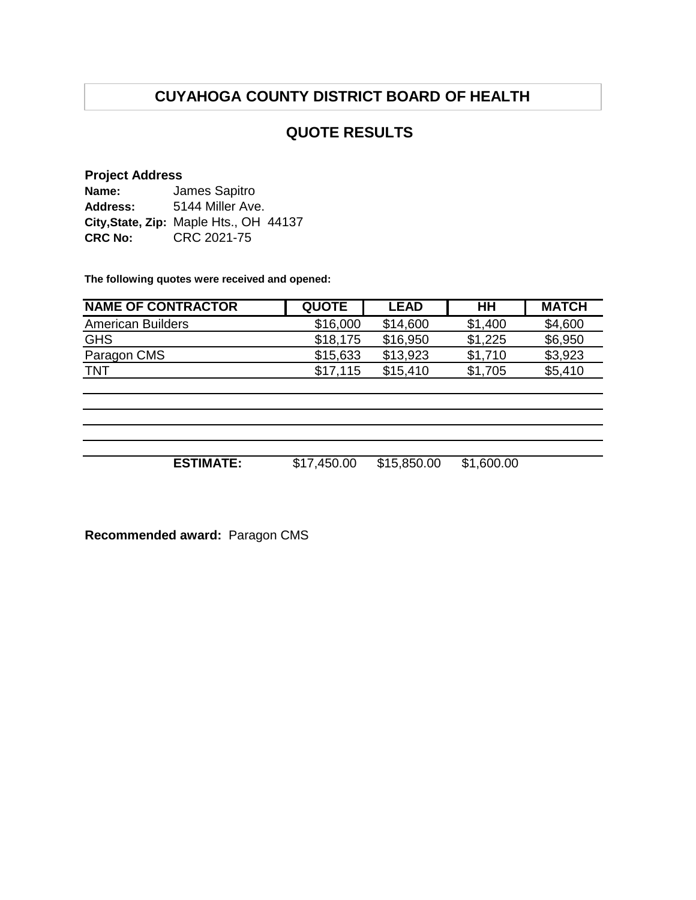# CUYAHOGA COUNTY DISTRICT BOARD OF HEALTH

## QUOTE RESULTS

**Project Address**
**Name:** James Sapitro
**Address:** 5144 Miller Ave.
**City,State, Zip:** Maple Hts., OH 44137
**CRC No:** CRC 2021-75

**The following quotes were received and opened:**

| NAME OF CONTRACTOR | QUOTE | LEAD | HH | MATCH |
|---|---|---|---|---|
| American Builders | $16,000 | $14,600 | $1,400 | $4,600 |
| GHS | $18,175 | $16,950 | $1,225 | $6,950 |
| Paragon CMS | $15,633 | $13,923 | $1,710 | $3,923 |
| TNT | $17,115 | $15,410 | $1,705 | $5,410 |
| | | | | |
| | | | | |
| | | | | |
| | | | | |
| **ESTIMATE:** | $17,450.00 | $15,850.00 | $1,600.00 | |

**Recommended award:** Paragon CMS